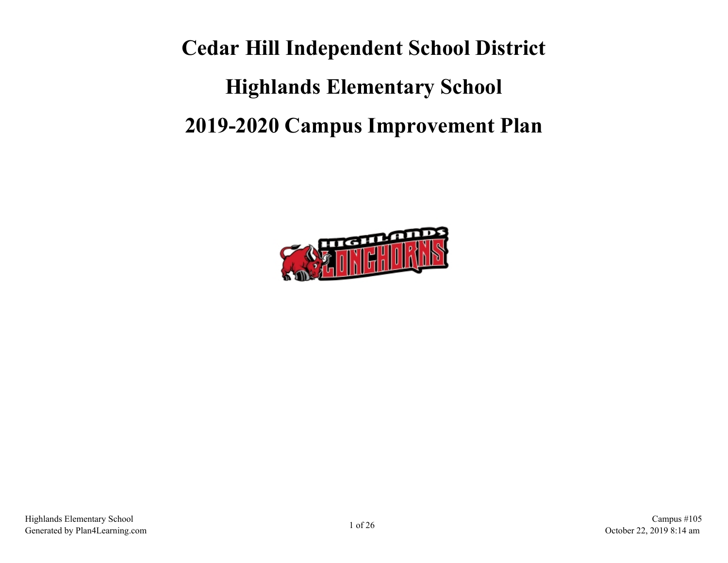# Cedar Hill Independent School District

# Highlands Elementary School

# 2019-2020 Campus Improvement Plan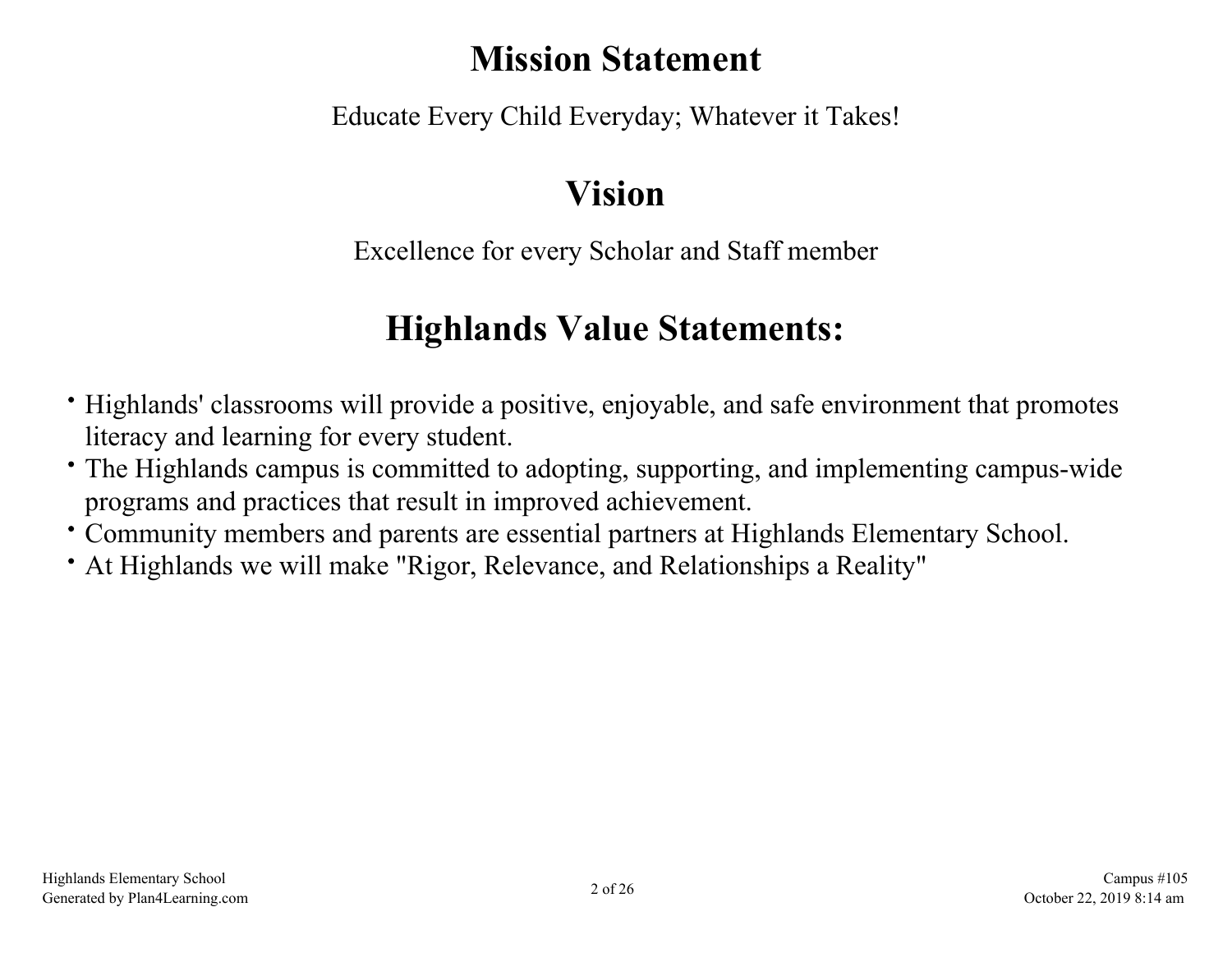# Mission Statement

Educate Every Child Everyday; Whatever it Takes!

# Vision

Excellence for every Scholar and Staff member

# Highlands Value Statements:

- Highlands' classrooms will provide a positive, enjoyable, and safe environment that promotes literacy and learning for every student.
- The Highlands campus is committed to adopting, supporting, and implementing campus-wide programs and practices that result in improved achievement.
- Community members and parents are essential partners at Highlands Elementary School.
- At Highlands we will make "Rigor, Relevance, and Relationships a Reality"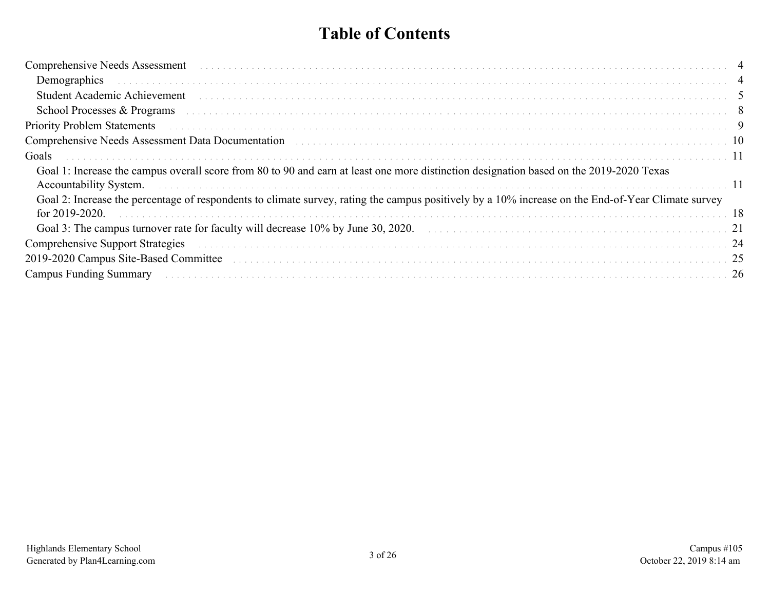# Table of Contents

- Comprehensive Needs Assessment ..... 4
  - Demographics ..... 4
  - Student Academic Achievement ..... 5
  - School Processes & Programs ..... 8
- Priority Problem Statements ..... 9
- Comprehensive Needs Assessment Data Documentation ..... 10
- Goals ..... 11
  - Goal 1: Increase the campus overall score from 80 to 90 and earn at least one more distinction designation based on the 2019-2020 Texas Accountability System. ..... 11
  - Goal 2: Increase the percentage of respondents to climate survey, rating the campus positively by a 10% increase on the End-of-Year Climate survey for 2019-2020. ..... 18
  - Goal 3: The campus turnover rate for faculty will decrease 10% by June 30, 2020. ..... 21
- Comprehensive Support Strategies ..... 24
- 2019-2020 Campus Site-Based Committee ..... 25
- Campus Funding Summary ..... 26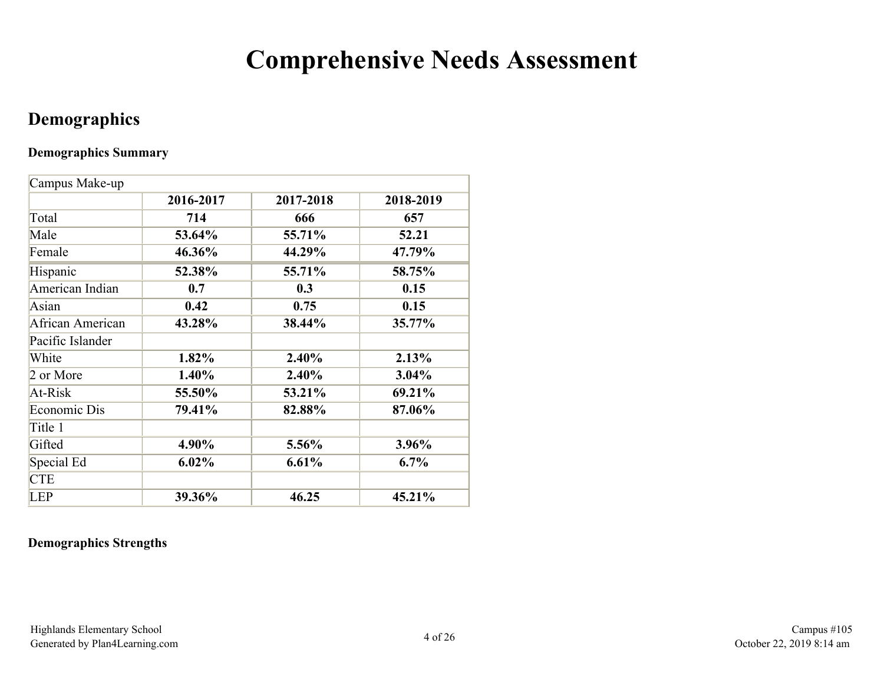# Comprehensive Needs Assessment

## Demographics

### Demographics Summary

| Campus Make-up | | | |
|---|---|---|---|
| | **2016-2017** | **2017-2018** | **2018-2019** |
| Total | **714** | **666** | **657** |
| Male | **53.64%** | **55.71%** | **52.21** |
| Female | **46.36%** | **44.29%** | **47.79%** |
| Hispanic | **52.38%** | **55.71%** | **58.75%** |
| American Indian | **0.7** | **0.3** | **0.15** |
| Asian | **0.42** | **0.75** | **0.15** |
| African American | **43.28%** | **38.44%** | **35.77%** |
| Pacific Islander | | | |
| White | **1.82%** | **2.40%** | **2.13%** |
| 2 or More | **1.40%** | **2.40%** | **3.04%** |
| At-Risk | **55.50%** | **53.21%** | **69.21%** |
| Economic Dis | **79.41%** | **82.88%** | **87.06%** |
| Title 1 | | | |
| Gifted | **4.90%** | **5.56%** | **3.96%** |
| Special Ed | **6.02%** | **6.61%** | **6.7%** |
| CTE | | | |
| LEP | **39.36%** | **46.25** | **45.21%** |

### Demographics Strengths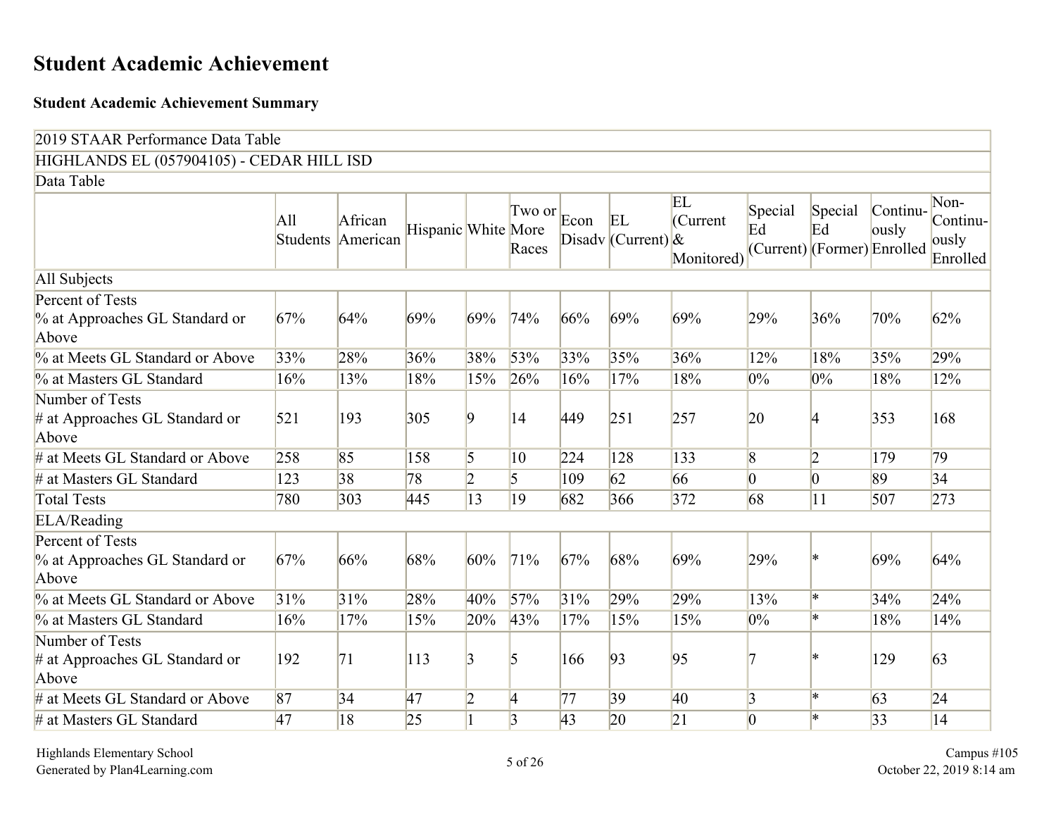# Student Academic Achievement

## Student Academic Achievement Summary

| 2019 STAAR Performance Data Table | | | | | | | | | | | | |
|---|---|---|---|---|---|---|---|---|---|---|---|---|
| HIGHLANDS EL (057904105) - CEDAR HILL ISD | | | | | | | | | | | | |
| Data Table | | | | | | | | | | | | |
| | All Students | African American | Hispanic | White | Two or More Races | Econ Disadv | EL (Current) | EL (Current & Monitored) | Special Ed (Current) | Special Ed (Former) | Continu-ously Enrolled | Non-Continu-ously Enrolled |
| All Subjects | | | | | | | | | | | | |
| Percent of Tests<br>% at Approaches GL Standard or Above | 67% | 64% | 69% | 69% | 74% | 66% | 69% | 69% | 29% | 36% | 70% | 62% |
| % at Meets GL Standard or Above | 33% | 28% | 36% | 38% | 53% | 33% | 35% | 36% | 12% | 18% | 35% | 29% |
| % at Masters GL Standard | 16% | 13% | 18% | 15% | 26% | 16% | 17% | 18% | 0% | 0% | 18% | 12% |
| Number of Tests<br># at Approaches GL Standard or Above | 521 | 193 | 305 | 9 | 14 | 449 | 251 | 257 | 20 | 4 | 353 | 168 |
| # at Meets GL Standard or Above | 258 | 85 | 158 | 5 | 10 | 224 | 128 | 133 | 8 | 2 | 179 | 79 |
| # at Masters GL Standard | 123 | 38 | 78 | 2 | 5 | 109 | 62 | 66 | 0 | 0 | 89 | 34 |
| Total Tests | 780 | 303 | 445 | 13 | 19 | 682 | 366 | 372 | 68 | 11 | 507 | 273 |
| ELA/Reading | | | | | | | | | | | | |
| Percent of Tests<br>% at Approaches GL Standard or Above | 67% | 66% | 68% | 60% | 71% | 67% | 68% | 69% | 29% | * | 69% | 64% |
| % at Meets GL Standard or Above | 31% | 31% | 28% | 40% | 57% | 31% | 29% | 29% | 13% | * | 34% | 24% |
| % at Masters GL Standard | 16% | 17% | 15% | 20% | 43% | 17% | 15% | 15% | 0% | * | 18% | 14% |
| Number of Tests<br># at Approaches GL Standard or Above | 192 | 71 | 113 | 3 | 5 | 166 | 93 | 95 | 7 | * | 129 | 63 |
| # at Meets GL Standard or Above | 87 | 34 | 47 | 2 | 4 | 77 | 39 | 40 | 3 | * | 63 | 24 |
| # at Masters GL Standard | 47 | 18 | 25 | 1 | 3 | 43 | 20 | 21 | 0 | * | 33 | 14 |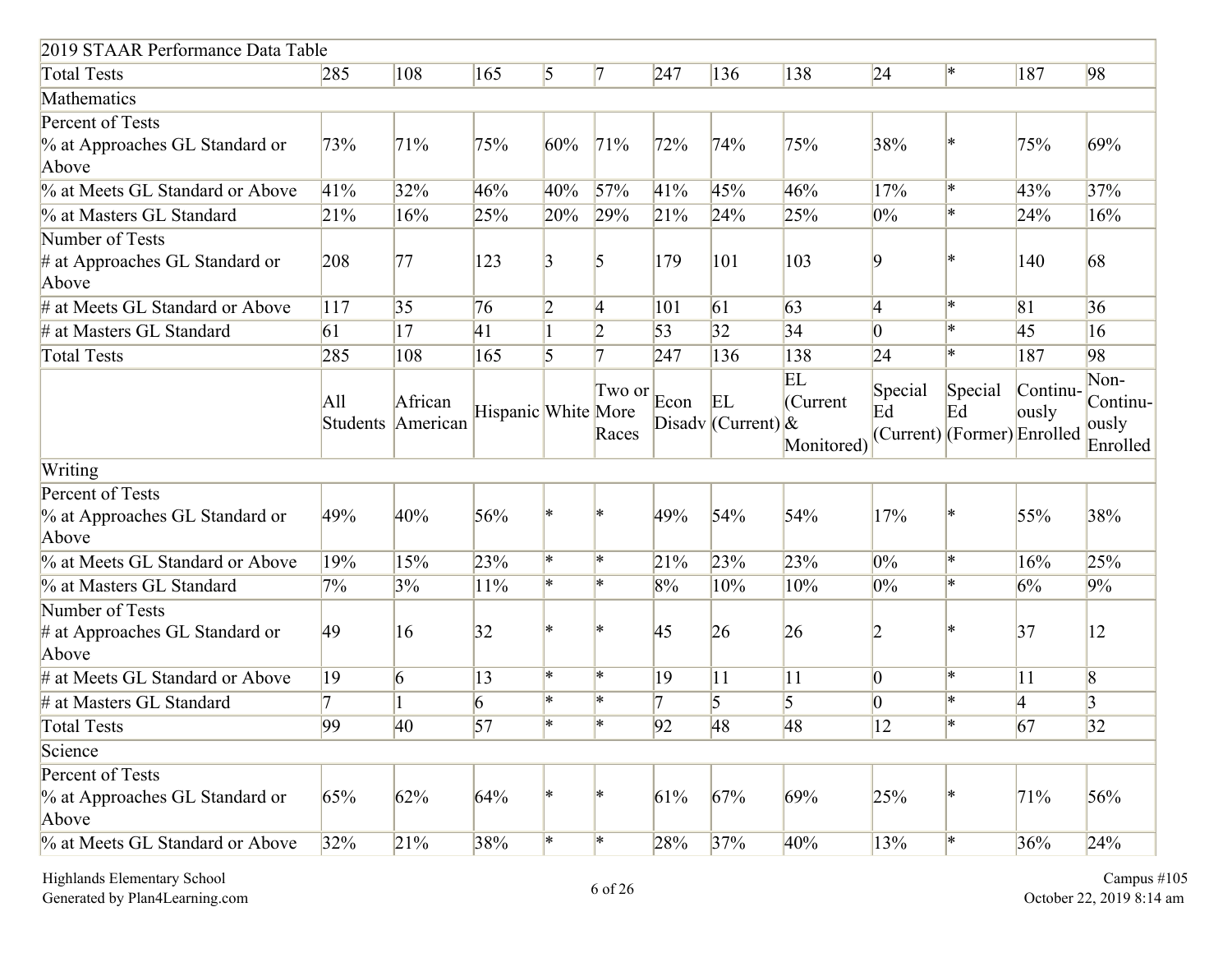| 2019 STAAR Performance Data Table | | | | | | | | | | | | |
|---|---|---|---|---|---|---|---|---|---|---|---|---|
| Total Tests | 285 | 108 | 165 | 5 | 7 | 247 | 136 | 138 | 24 | * | 187 | 98 |
| Mathematics | | | | | | | | | | | | |
| Percent of Tests<br>% at Approaches GL Standard or Above | 73% | 71% | 75% | 60% | 71% | 72% | 74% | 75% | 38% | * | 75% | 69% |
| % at Meets GL Standard or Above | 41% | 32% | 46% | 40% | 57% | 41% | 45% | 46% | 17% | * | 43% | 37% |
| % at Masters GL Standard | 21% | 16% | 25% | 20% | 29% | 21% | 24% | 25% | 0% | * | 24% | 16% |
| Number of Tests<br># at Approaches GL Standard or Above | 208 | 77 | 123 | 3 | 5 | 179 | 101 | 103 | 9 | * | 140 | 68 |
| # at Meets GL Standard or Above | 117 | 35 | 76 | 2 | 4 | 101 | 61 | 63 | 4 | * | 81 | 36 |
| # at Masters GL Standard | 61 | 17 | 41 | 1 | 2 | 53 | 32 | 34 | 0 | * | 45 | 16 |
| Total Tests | 285 | 108 | 165 | 5 | 7 | 247 | 136 | 138 | 24 | * | 187 | 98 |
| | All Students | African American | Hispanic | White | Two or More Races | Econ Disadv | EL (Current) | EL (Current & Monitored) | Special Ed (Current) | Special Ed (Former) | Continuously Enrolled | Non-Continuously Enrolled |
| Writing | | | | | | | | | | | | |
| Percent of Tests<br>% at Approaches GL Standard or Above | 49% | 40% | 56% | * | * | 49% | 54% | 54% | 17% | * | 55% | 38% |
| % at Meets GL Standard or Above | 19% | 15% | 23% | * | * | 21% | 23% | 23% | 0% | * | 16% | 25% |
| % at Masters GL Standard | 7% | 3% | 11% | * | * | 8% | 10% | 10% | 0% | * | 6% | 9% |
| Number of Tests<br># at Approaches GL Standard or Above | 49 | 16 | 32 | * | * | 45 | 26 | 26 | 2 | * | 37 | 12 |
| # at Meets GL Standard or Above | 19 | 6 | 13 | * | * | 19 | 11 | 11 | 0 | * | 11 | 8 |
| # at Masters GL Standard | 7 | 1 | 6 | * | * | 7 | 5 | 5 | 0 | * | 4 | 3 |
| Total Tests | 99 | 40 | 57 | * | * | 92 | 48 | 48 | 12 | * | 67 | 32 |
| Science | | | | | | | | | | | | |
| Percent of Tests<br>% at Approaches GL Standard or Above | 65% | 62% | 64% | * | * | 61% | 67% | 69% | 25% | * | 71% | 56% |
| % at Meets GL Standard or Above | 32% | 21% | 38% | * | * | 28% | 37% | 40% | 13% | * | 36% | 24% |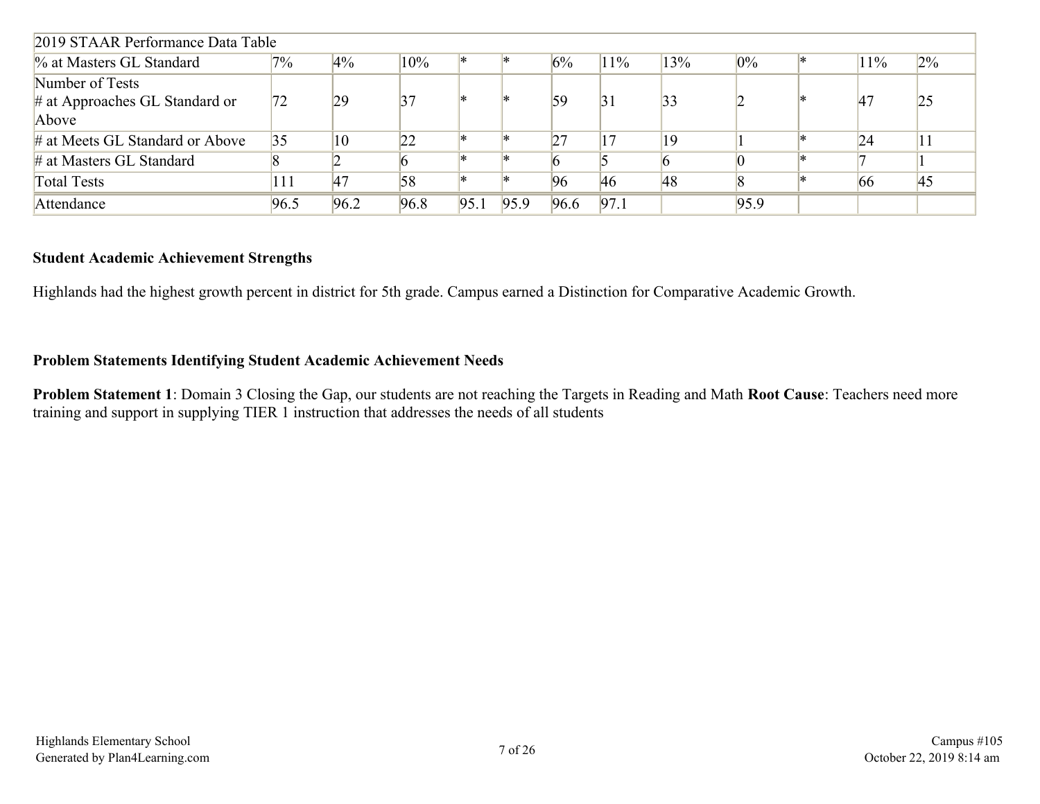| 2019 STAAR Performance Data Table | | | | | | | | | | | | |
|---|---|---|---|---|---|---|---|---|---|---|---|---|
| % at Masters GL Standard | 7% | 4% | 10% | * | * | 6% | 11% | 13% | 0% | * | 11% | 2% |
| Number of Tests<br># at Approaches GL Standard or Above | 72 | 29 | 37 | * | * | 59 | 31 | 33 | 2 | * | 47 | 25 |
| # at Meets GL Standard or Above | 35 | 10 | 22 | * | * | 27 | 17 | 19 | 1 | * | 24 | 11 |
| # at Masters GL Standard | 8 | 2 | 6 | * | * | 6 | 5 | 6 | 0 | * | 7 | 1 |
| Total Tests | 111 | 47 | 58 | * | * | 96 | 46 | 48 | 8 | * | 66 | 45 |
| Attendance | 96.5 | 96.2 | 96.8 | 95.1 | 95.9 | 96.6 | 97.1 | | 95.9 | | | |

**Student Academic Achievement Strengths**

Highlands had the highest growth percent in district for 5th grade. Campus earned a Distinction for Comparative Academic Growth.

**Problem Statements Identifying Student Academic Achievement Needs**

**Problem Statement 1**: Domain 3 Closing the Gap, our students are not reaching the Targets in Reading and Math **Root Cause**: Teachers need more training and support in supplying TIER 1 instruction that addresses the needs of all students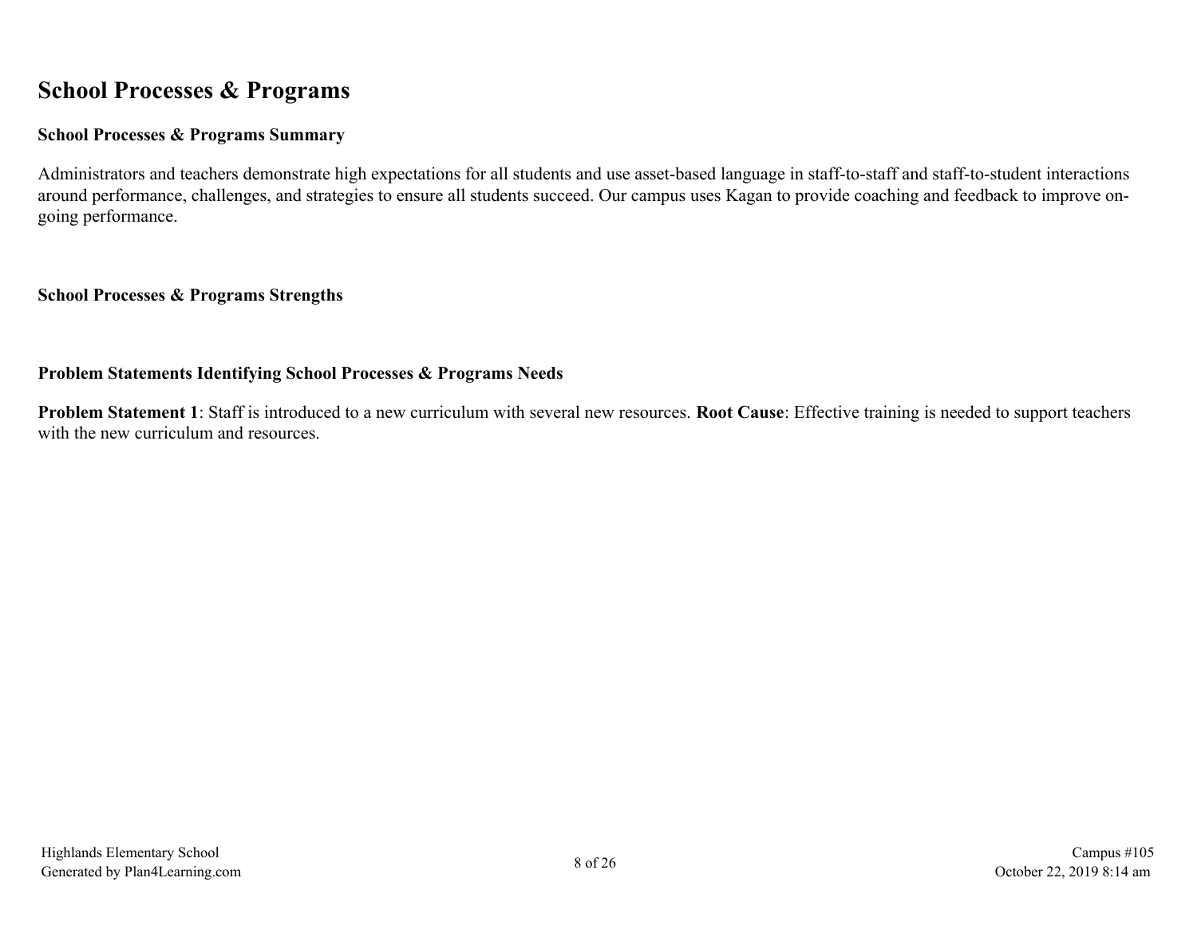# School Processes & Programs

## School Processes & Programs Summary

Administrators and teachers demonstrate high expectations for all students and use asset-based language in staff-to-staff and staff-to-student interactions around performance, challenges, and strategies to ensure all students succeed. Our campus uses Kagan to provide coaching and feedback to improve on-going performance.

## School Processes & Programs Strengths

## Problem Statements Identifying School Processes & Programs Needs

**Problem Statement 1**: Staff is introduced to a new curriculum with several new resources. **Root Cause**: Effective training is needed to support teachers with the new curriculum and resources.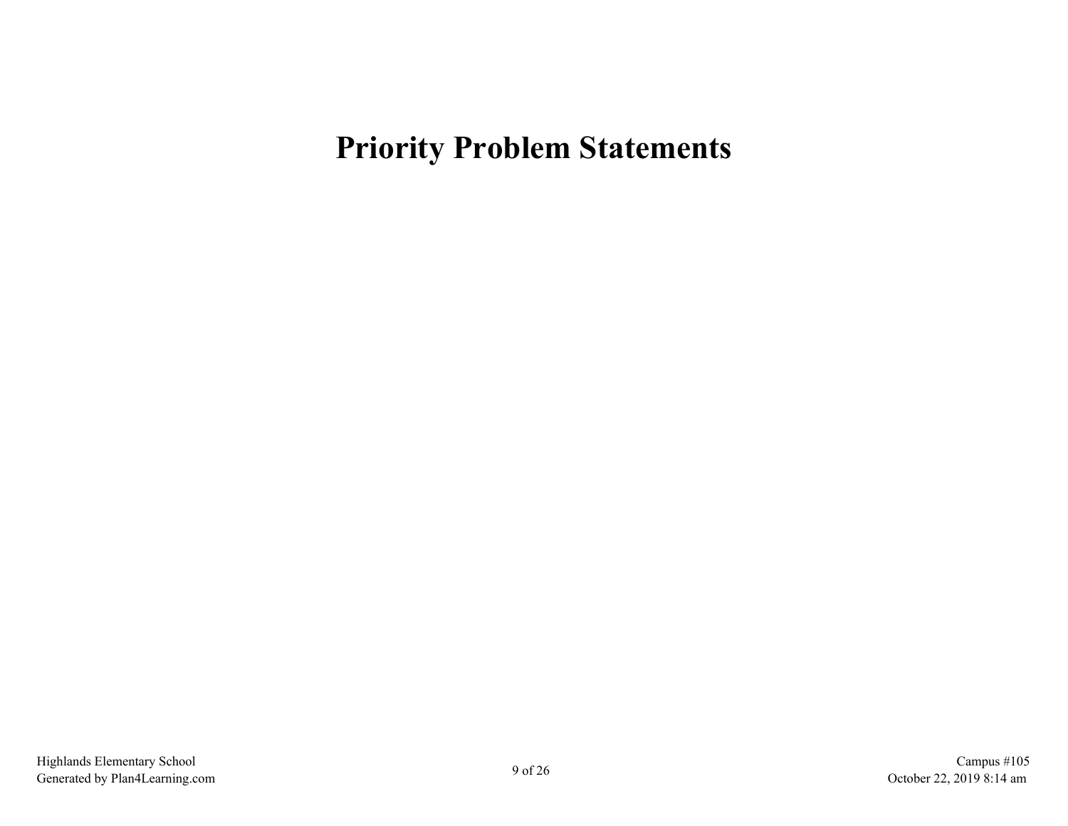# Priority Problem Statements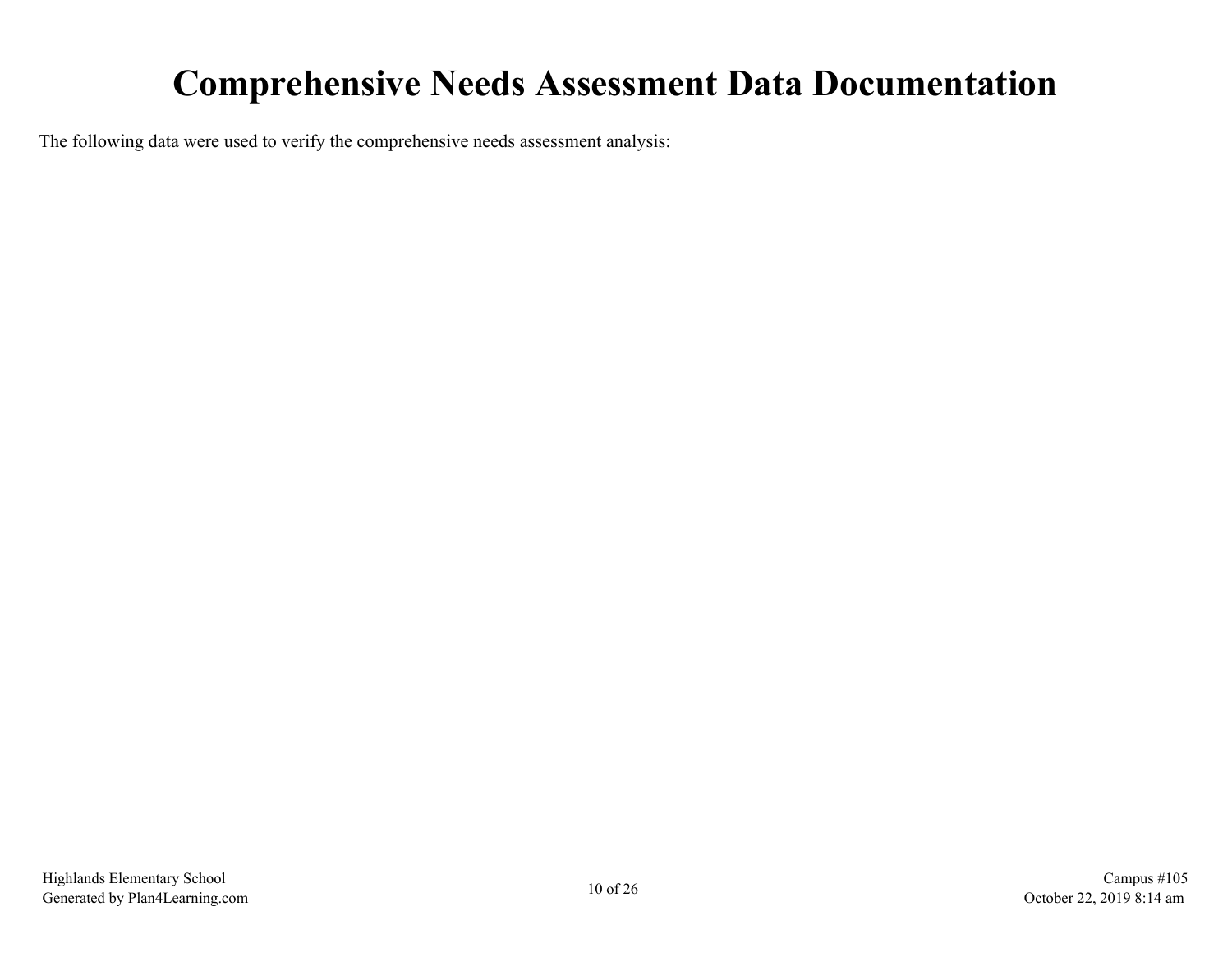# Comprehensive Needs Assessment Data Documentation

The following data were used to verify the comprehensive needs assessment analysis: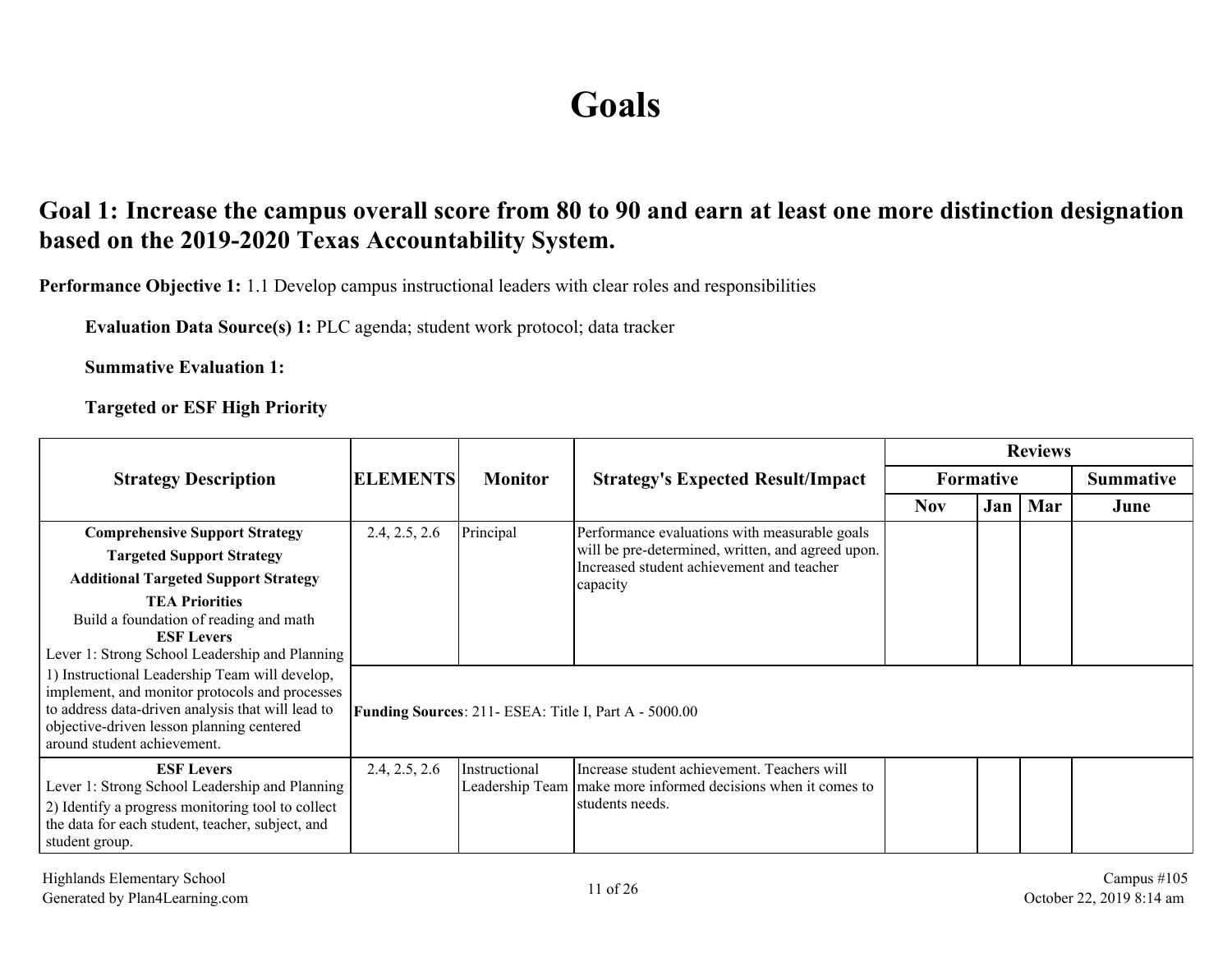# Goals

## Goal 1: Increase the campus overall score from 80 to 90 and earn at least one more distinction designation based on the 2019-2020 Texas Accountability System.

**Performance Objective 1:** 1.1 Develop campus instructional leaders with clear roles and responsibilities

**Evaluation Data Source(s) 1:** PLC agenda; student work protocol; data tracker

**Summative Evaluation 1:**

**Targeted or ESF High Priority**

| Strategy Description | ELEMENTS | Monitor | Strategy's Expected Result/Impact | Reviews | | | |
|---|---|---|---|---|---|---|---|
| | | | | Formative | | | Summative |
| | | | | Nov | Jan | Mar | June |
| **Comprehensive Support Strategy** **Targeted Support Strategy** **Additional Targeted Support Strategy** **TEA Priorities** Build a foundation of reading and math **ESF Levers** Lever 1: Strong School Leadership and Planning 1) Instructional Leadership Team will develop, implement, and monitor protocols and processes to address data-driven analysis that will lead to objective-driven lesson planning centered around student achievement. | 2.4, 2.5, 2.6 | Principal | Performance evaluations with measurable goals will be pre-determined, written, and agreed upon. Increased student achievement and teacher capacity | | | | |
| | **Funding Sources**: 211- ESEA: Title I, Part A - 5000.00 | | | | | | |
| **ESF Levers** Lever 1: Strong School Leadership and Planning 2) Identify a progress monitoring tool to collect the data for each student, teacher, subject, and student group. | 2.4, 2.5, 2.6 | Instructional Leadership Team | Increase student achievement. Teachers will make more informed decisions when it comes to students needs. | | | | |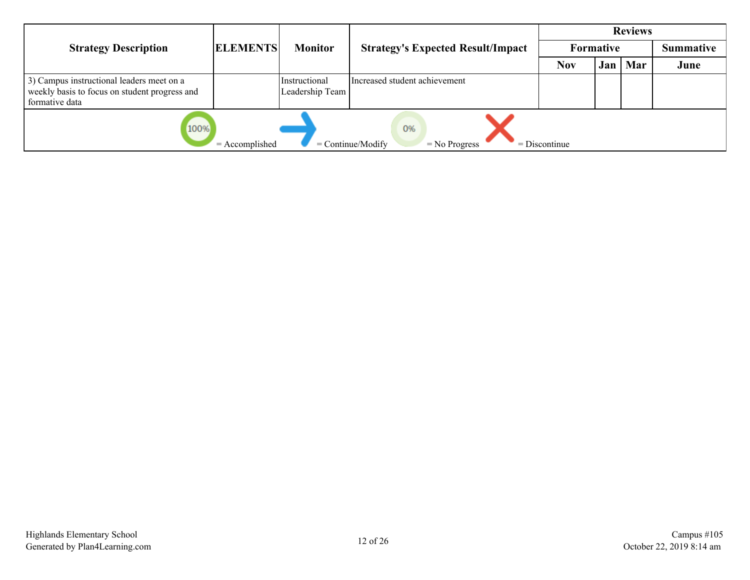| Strategy Description | ELEMENTS | Monitor | Strategy's Expected Result/Impact | Reviews | | | |
|---|---|---|---|---|---|---|---|
| | | | | Formative | | | Summative |
| | | | | Nov | Jan | Mar | June |
| 3) Campus instructional leaders meet on a weekly basis to focus on student progress and formative data | | Instructional Leadership Team | Increased student achievement | | | | |

100% = Accomplished    = Continue/Modify    0% = No Progress    = Discontinue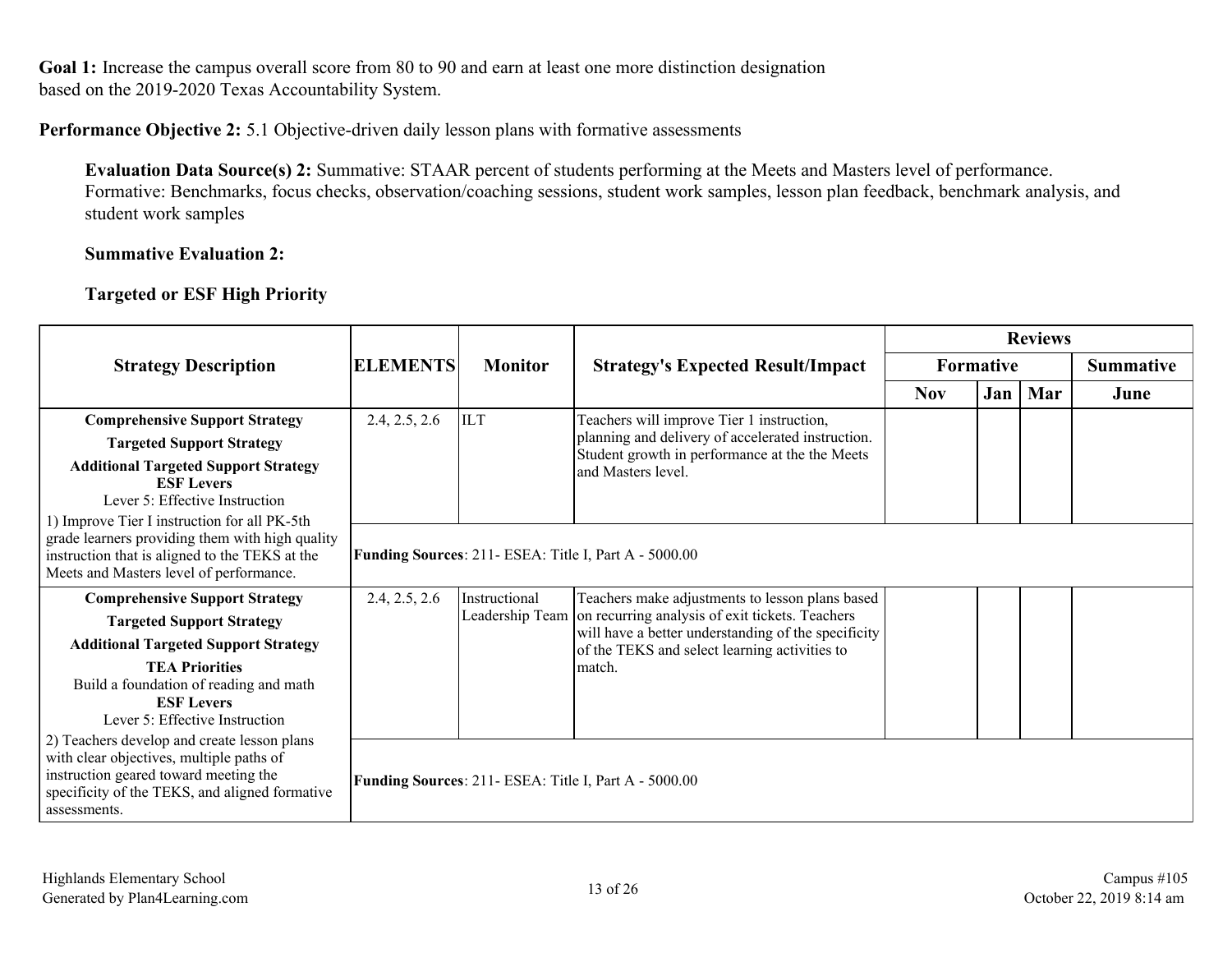**Goal 1:** Increase the campus overall score from 80 to 90 and earn at least one more distinction designation based on the 2019-2020 Texas Accountability System.

**Performance Objective 2:** 5.1 Objective-driven daily lesson plans with formative assessments

**Evaluation Data Source(s) 2:** Summative: STAAR percent of students performing at the Meets and Masters level of performance. Formative: Benchmarks, focus checks, observation/coaching sessions, student work samples, lesson plan feedback, benchmark analysis, and student work samples

**Summative Evaluation 2:**

**Targeted or ESF High Priority**

| Strategy Description | ELEMENTS | Monitor | Strategy's Expected Result/Impact | Reviews | | | |
|---|---|---|---|---|---|---|---|
| | | | | Formative | | | Summative |
| | | | | Nov | Jan | Mar | June |
| **Comprehensive Support Strategy**<br>**Targeted Support Strategy**<br>**Additional Targeted Support Strategy**<br>**ESF Levers**<br>Lever 5: Effective Instruction<br>1) Improve Tier I instruction for all PK-5th grade learners providing them with high quality instruction that is aligned to the TEKS at the Meets and Masters level of performance. | 2.4, 2.5, 2.6 | ILT | Teachers will improve Tier 1 instruction, planning and delivery of accelerated instruction. Student growth in performance at the the Meets and Masters level. | | | | |
| | **Funding Sources**: 211- ESEA: Title I, Part A - 5000.00 | | | | | | |
| **Comprehensive Support Strategy**<br>**Targeted Support Strategy**<br>**Additional Targeted Support Strategy**<br>**TEA Priorities**<br>Build a foundation of reading and math<br>**ESF Levers**<br>Lever 5: Effective Instruction<br>2) Teachers develop and create lesson plans with clear objectives, multiple paths of instruction geared toward meeting the specificity of the TEKS, and aligned formative assessments. | 2.4, 2.5, 2.6 | Instructional Leadership Team | Teachers make adjustments to lesson plans based on recurring analysis of exit tickets. Teachers will have a better understanding of the specificity of the TEKS and select learning activities to match. | | | | |
| | **Funding Sources**: 211- ESEA: Title I, Part A - 5000.00 | | | | | | |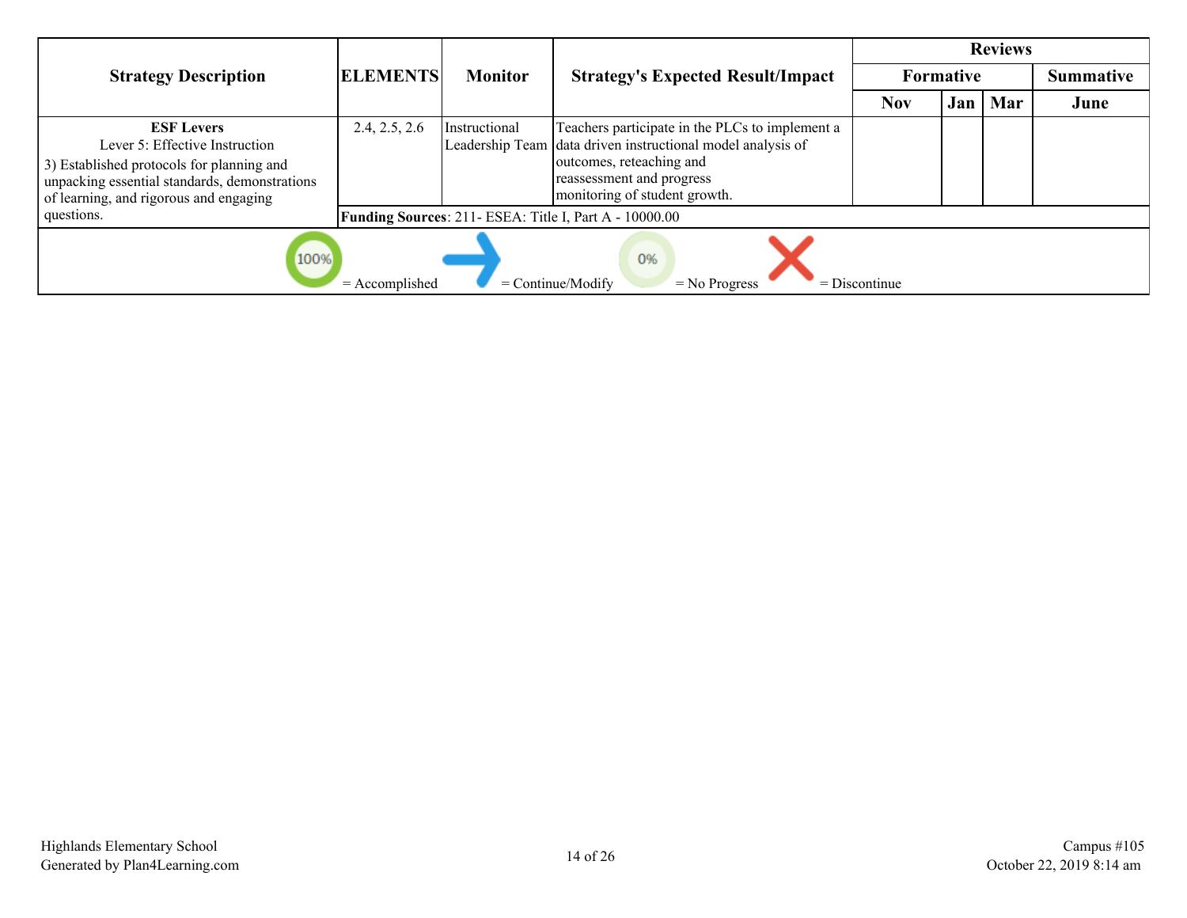| Strategy Description | ELEMENTS | Monitor | Strategy's Expected Result/Impact | Reviews | | | |
|---|---|---|---|---|---|---|---|
| | | | | Formative | | | Summative |
| | | | | Nov | Jan | Mar | June |
| **ESF Levers** Lever 5: Effective Instruction 3) Established protocols for planning and unpacking essential standards, demonstrations of learning, and rigorous and engaging questions. | 2.4, 2.5, 2.6 | Instructional Leadership Team | Teachers participate in the PLCs to implement a data driven instructional model analysis of outcomes, reteaching and reassessment and progress monitoring of student growth. | | | | |
| | **Funding Sources**: 211- ESEA: Title I, Part A - 10000.00 | | | | | | |

100% = Accomplished → = Continue/Modify 0% = No Progress ✗ = Discontinue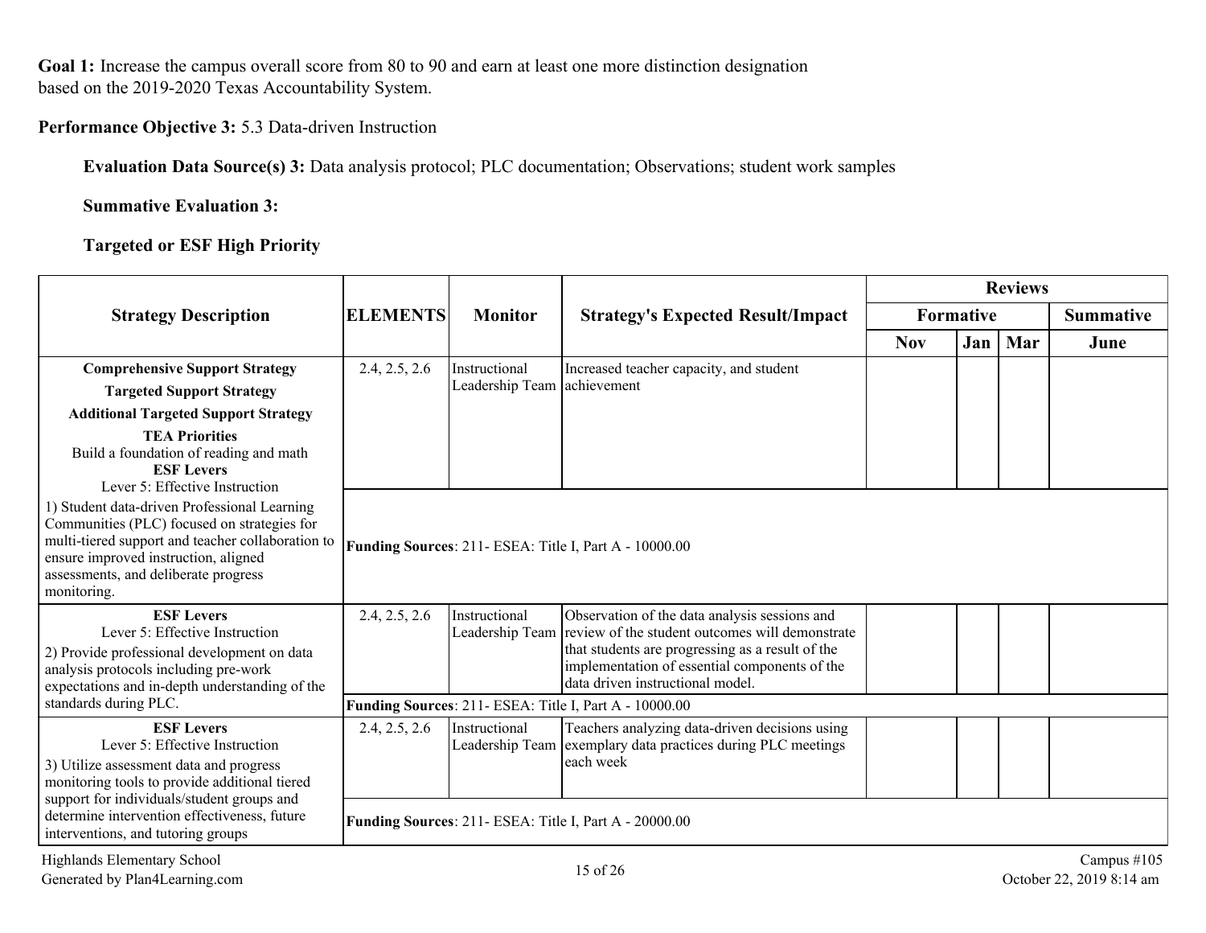**Goal 1:** Increase the campus overall score from 80 to 90 and earn at least one more distinction designation based on the 2019-2020 Texas Accountability System.

**Performance Objective 3:** 5.3 Data-driven Instruction

**Evaluation Data Source(s) 3:** Data analysis protocol; PLC documentation; Observations; student work samples

**Summative Evaluation 3:**

**Targeted or ESF High Priority**

| Strategy Description | ELEMENTS | Monitor | Strategy's Expected Result/Impact | Reviews | | | |
|---|---|---|---|---|---|---|---|
| | | | | Formative | | | Summative |
| | | | | Nov | Jan | Mar | June |
| **Comprehensive Support Strategy** **Targeted Support Strategy** **Additional Targeted Support Strategy** **TEA Priorities** Build a foundation of reading and math **ESF Levers** Lever 5: Effective Instruction 1) Student data-driven Professional Learning Communities (PLC) focused on strategies for multi-tiered support and teacher collaboration to ensure improved instruction, aligned assessments, and deliberate progress monitoring. | 2.4, 2.5, 2.6 | Instructional Leadership Team | Increased teacher capacity, and student achievement | | | | |
| | **Funding Sources**: 211- ESEA: Title I, Part A - 10000.00 | | | | | | |
| **ESF Levers** Lever 5: Effective Instruction 2) Provide professional development on data analysis protocols including pre-work expectations and in-depth understanding of the standards during PLC. | 2.4, 2.5, 2.6 | Instructional Leadership Team | Observation of the data analysis sessions and review of the student outcomes will demonstrate that students are progressing as a result of the implementation of essential components of the data driven instructional model. | | | | |
| | **Funding Sources**: 211- ESEA: Title I, Part A - 10000.00 | | | | | | |
| **ESF Levers** Lever 5: Effective Instruction 3) Utilize assessment data and progress monitoring tools to provide additional tiered support for individuals/student groups and determine intervention effectiveness, future interventions, and tutoring groups | 2.4, 2.5, 2.6 | Instructional Leadership Team | Teachers analyzing data-driven decisions using exemplary data practices during PLC meetings each week | | | | |
| | **Funding Sources**: 211- ESEA: Title I, Part A - 20000.00 | | | | | | |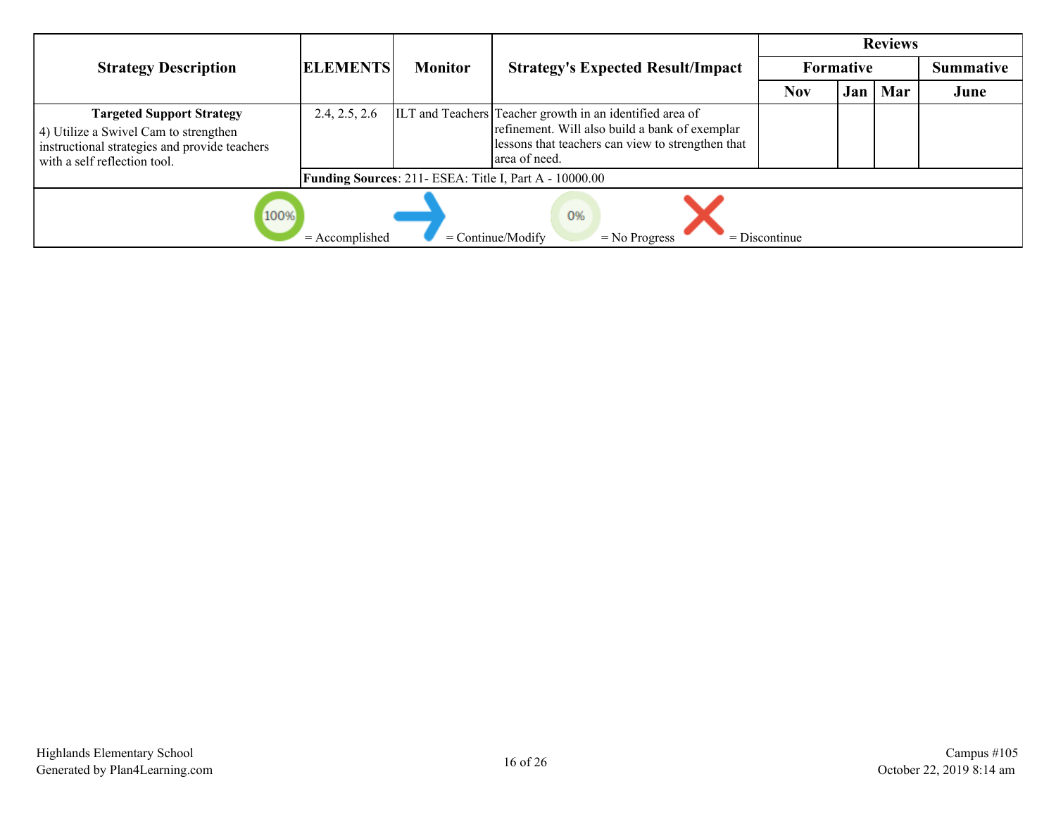| Strategy Description | ELEMENTS | Monitor | Strategy's Expected Result/Impact | Reviews | | | |
|---|---|---|---|---|---|---|---|
| | | | | Formative | | | Summative |
| | | | | Nov | Jan | Mar | June |
| **Targeted Support Strategy**<br>4) Utilize a Swivel Cam to strengthen instructional strategies and provide teachers with a self reflection tool. | 2.4, 2.5, 2.6 | ILT and Teachers | Teacher growth in an identified area of refinement. Will also build a bank of exemplar lessons that teachers can view to strengthen that area of need. | | | | |
| | **Funding Sources**: 211- ESEA: Title I, Part A - 10000.00 | | | | | | |

100% = Accomplished → = Continue/Modify 0% = No Progress ✗ = Discontinue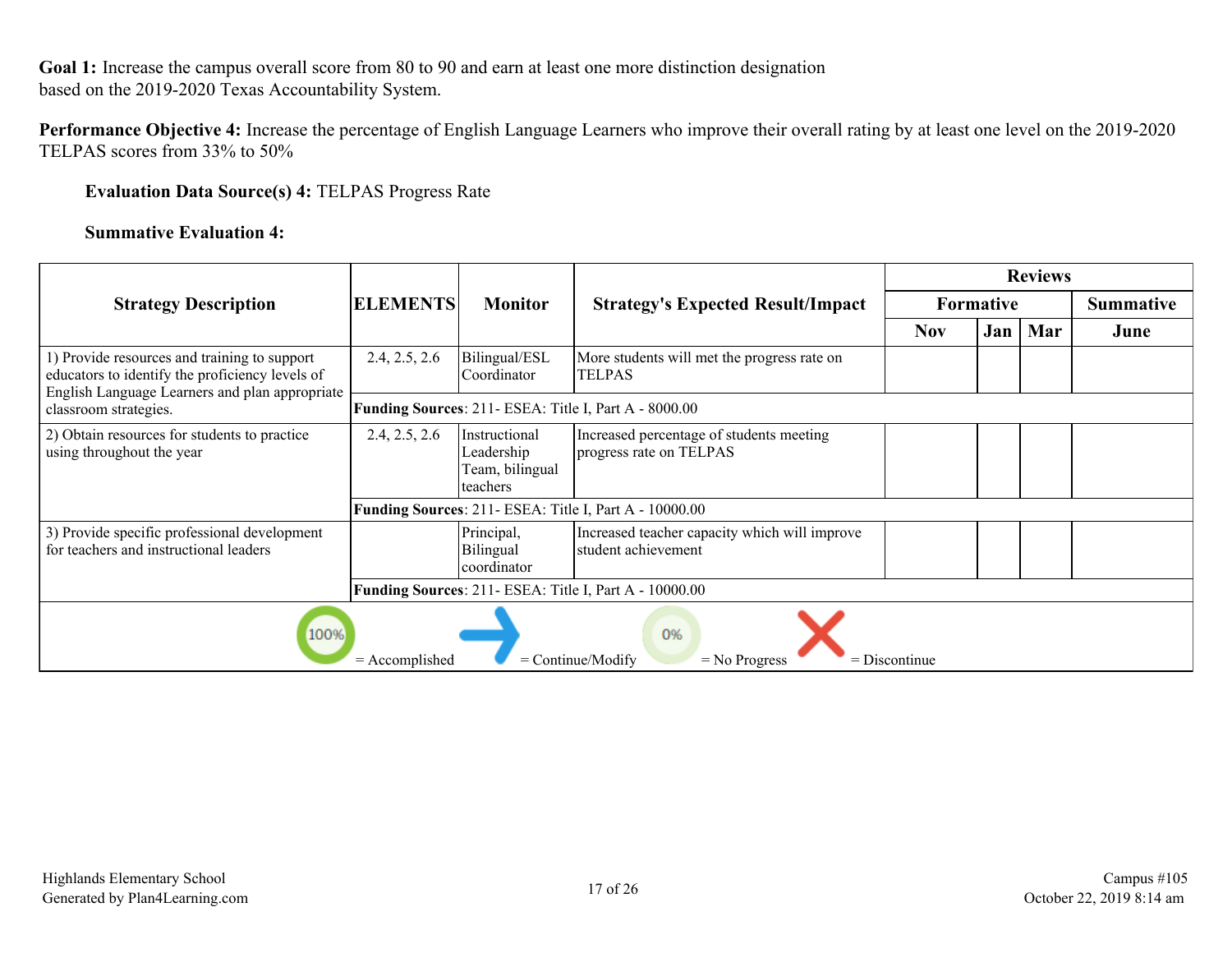**Goal 1:** Increase the campus overall score from 80 to 90 and earn at least one more distinction designation based on the 2019-2020 Texas Accountability System.

**Performance Objective 4:** Increase the percentage of English Language Learners who improve their overall rating by at least one level on the 2019-2020 TELPAS scores from 33% to 50%

**Evaluation Data Source(s) 4:** TELPAS Progress Rate

**Summative Evaluation 4:**

| Strategy Description | ELEMENTS | Monitor | Strategy's Expected Result/Impact | Reviews | | | |
|---|---|---|---|---|---|---|---|
| | | | | Formative | | | Summative |
| | | | | Nov | Jan | Mar | June |
| 1) Provide resources and training to support educators to identify the proficiency levels of English Language Learners and plan appropriate classroom strategies. | 2.4, 2.5, 2.6 | Bilingual/ESL Coordinator | More students will met the progress rate on TELPAS | | | | |
| | **Funding Sources**: 211- ESEA: Title I, Part A - 8000.00 | | | | | | |
| 2) Obtain resources for students to practice using throughout the year | 2.4, 2.5, 2.6 | Instructional Leadership Team, bilingual teachers | Increased percentage of students meeting progress rate on TELPAS | | | | |
| | **Funding Sources**: 211- ESEA: Title I, Part A - 10000.00 | | | | | | |
| 3) Provide specific professional development for teachers and instructional leaders | | Principal, Bilingual coordinator | Increased teacher capacity which will improve student achievement | | | | |
| | **Funding Sources**: 211- ESEA: Title I, Part A - 10000.00 | | | | | | |

100% = Accomplished → = Continue/Modify 0% = No Progress X = Discontinue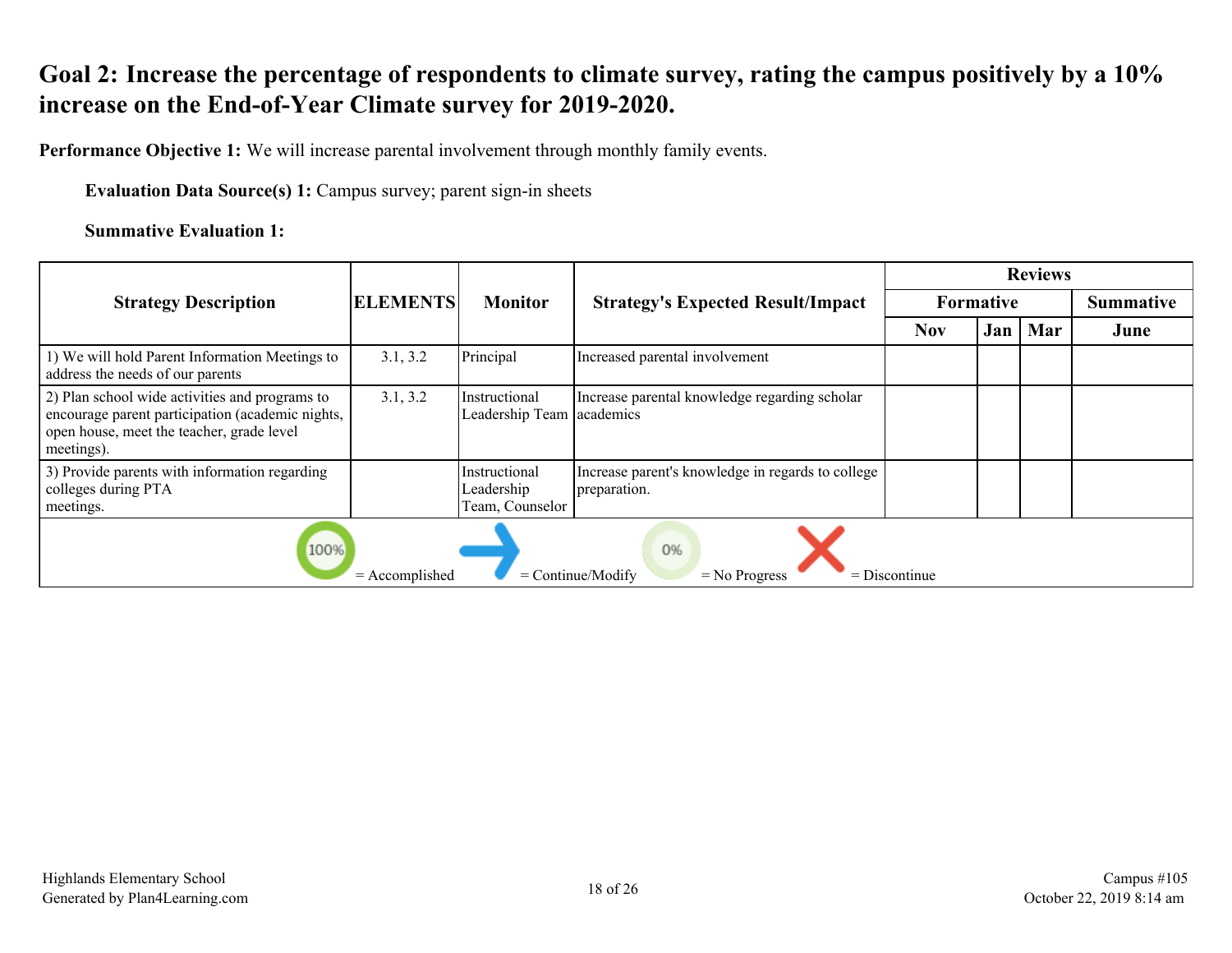# Goal 2: Increase the percentage of respondents to climate survey, rating the campus positively by a 10% increase on the End-of-Year Climate survey for 2019-2020.

**Performance Objective 1:** We will increase parental involvement through monthly family events.

**Evaluation Data Source(s) 1:** Campus survey; parent sign-in sheets

**Summative Evaluation 1:**

| Strategy Description | ELEMENTS | Monitor | Strategy's Expected Result/Impact | Reviews | | | |
|---|---|---|---|---|---|---|---|
| | | | | Formative | | | Summative |
| | | | | Nov | Jan | Mar | June |
| 1) We will hold Parent Information Meetings to address the needs of our parents | 3.1, 3.2 | Principal | Increased parental involvement | | | | |
| 2) Plan school wide activities and programs to encourage parent participation (academic nights, open house, meet the teacher, grade level meetings). | 3.1, 3.2 | Instructional Leadership Team | Increase parental knowledge regarding scholar academics | | | | |
| 3) Provide parents with information regarding colleges during PTA meetings. | | Instructional Leadership Team, Counselor | Increase parent's knowledge in regards to college preparation. | | | | |

100% = Accomplished; → = Continue/Modify; 0% = No Progress; X = Discontinue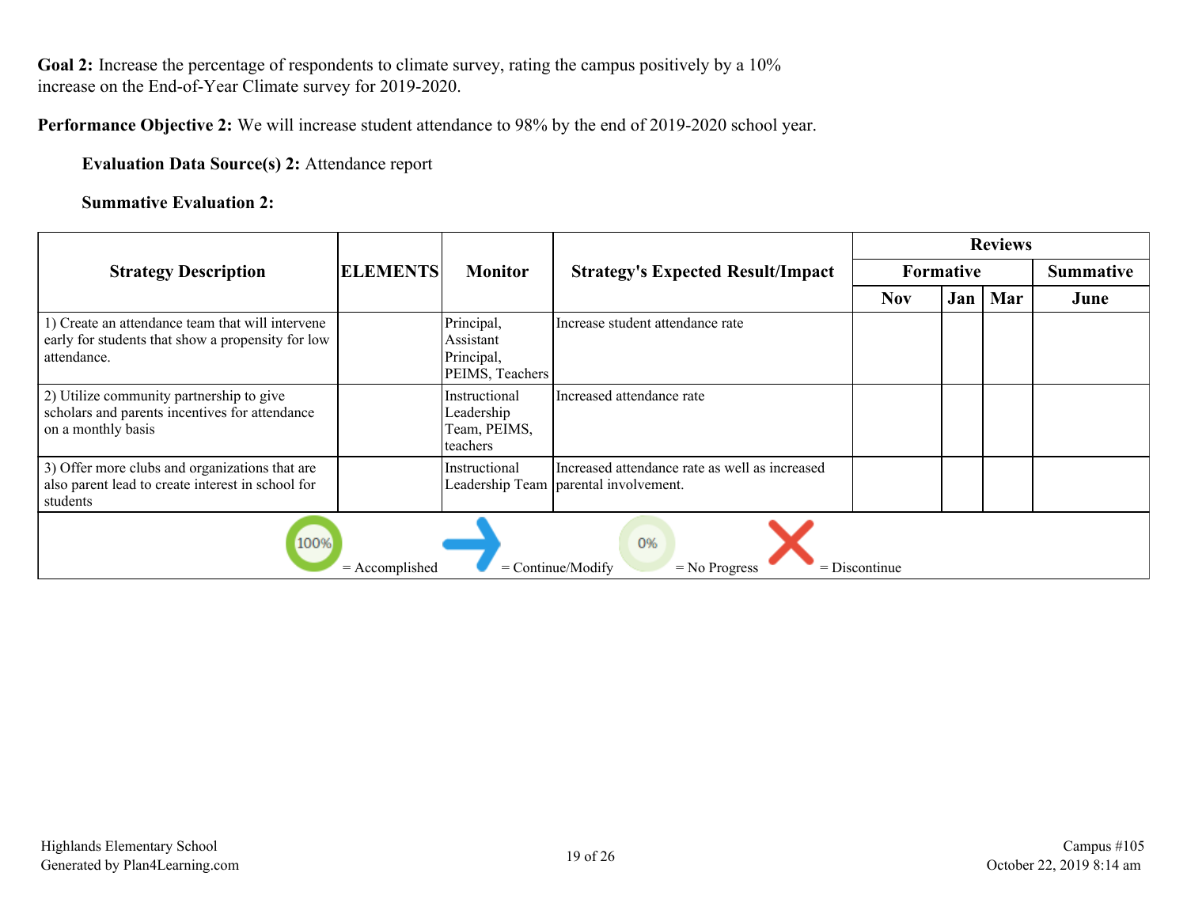**Goal 2:** Increase the percentage of respondents to climate survey, rating the campus positively by a 10% increase on the End-of-Year Climate survey for 2019-2020.

**Performance Objective 2:** We will increase student attendance to 98% by the end of 2019-2020 school year.

**Evaluation Data Source(s) 2:** Attendance report

**Summative Evaluation 2:**

| Strategy Description | ELEMENTS | Monitor | Strategy's Expected Result/Impact | Reviews | | | |
|---|---|---|---|---|---|---|---|
| | | | | Formative | | | Summative |
| | | | | Nov | Jan | Mar | June |
| 1) Create an attendance team that will intervene early for students that show a propensity for low attendance. | | Principal, Assistant Principal, PEIMS, Teachers | Increase student attendance rate | | | | |
| 2) Utilize community partnership to give scholars and parents incentives for attendance on a monthly basis | | Instructional Leadership Team, PEIMS, teachers | Increased attendance rate | | | | |
| 3) Offer more clubs and organizations that are also parent lead to create interest in school for students | | Instructional Leadership Team | Increased attendance rate as well as increased parental involvement. | | | | |

100% = Accomplished → = Continue/Modify 0% = No Progress ✕ = Discontinue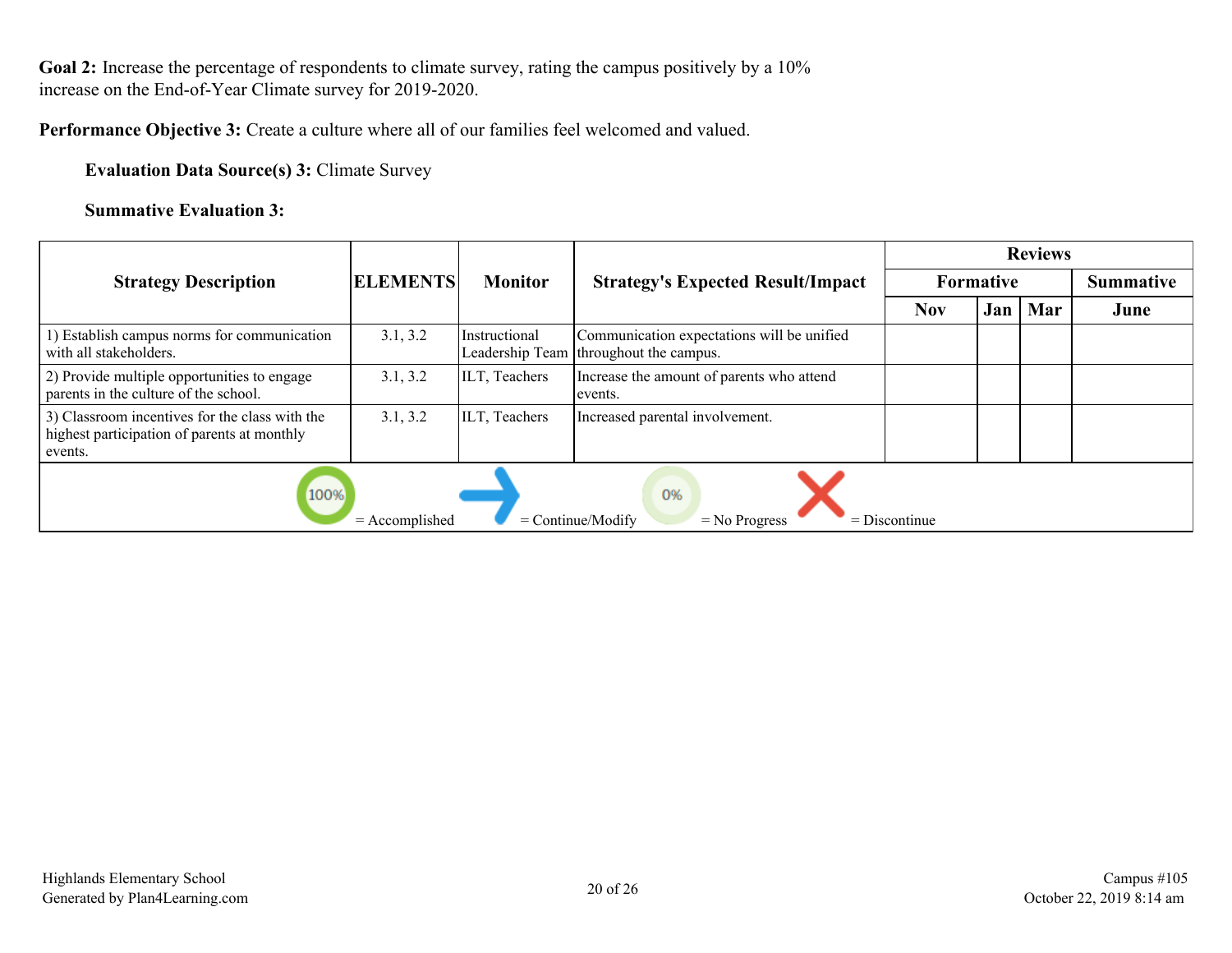**Goal 2:** Increase the percentage of respondents to climate survey, rating the campus positively by a 10% increase on the End-of-Year Climate survey for 2019-2020.

**Performance Objective 3:** Create a culture where all of our families feel welcomed and valued.

**Evaluation Data Source(s) 3:** Climate Survey

**Summative Evaluation 3:**

| Strategy Description | ELEMENTS | Monitor | Strategy's Expected Result/Impact | Reviews | | | |
|---|---|---|---|---|---|---|---|
| | | | | Formative | | | Summative |
| | | | | Nov | Jan | Mar | June |
| 1) Establish campus norms for communication with all stakeholders. | 3.1, 3.2 | Instructional Leadership Team | Communication expectations will be unified throughout the campus. | | | | |
| 2) Provide multiple opportunities to engage parents in the culture of the school. | 3.1, 3.2 | ILT, Teachers | Increase the amount of parents who attend events. | | | | |
| 3) Classroom incentives for the class with the highest participation of parents at monthly events. | 3.1, 3.2 | ILT, Teachers | Increased parental involvement. | | | | |

100% = Accomplished | = Continue/Modify | 0% = No Progress | = Discontinue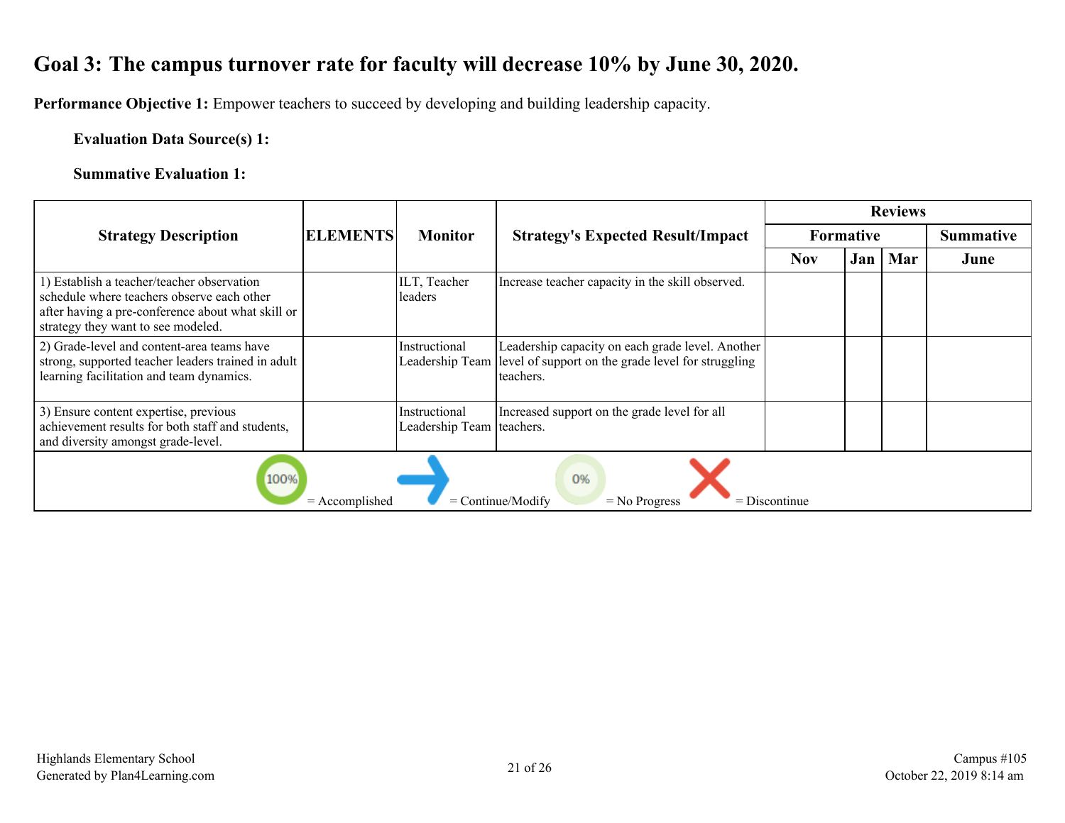# Goal 3: The campus turnover rate for faculty will decrease 10% by June 30, 2020.

**Performance Objective 1:** Empower teachers to succeed by developing and building leadership capacity.

**Evaluation Data Source(s) 1:**

**Summative Evaluation 1:**

| Strategy Description | ELEMENTS | Monitor | Strategy's Expected Result/Impact | Reviews | | | |
|---|---|---|---|---|---|---|---|
| | | | | Formative | | | Summative |
| | | | | Nov | Jan | Mar | June |
| 1) Establish a teacher/teacher observation schedule where teachers observe each other after having a pre-conference about what skill or strategy they want to see modeled. | | ILT, Teacher leaders | Increase teacher capacity in the skill observed. | | | | |
| 2) Grade-level and content-area teams have strong, supported teacher leaders trained in adult learning facilitation and team dynamics. | | Instructional Leadership Team | Leadership capacity on each grade level. Another level of support on the grade level for struggling teachers. | | | | |
| 3) Ensure content expertise, previous achievement results for both staff and students, and diversity amongst grade-level. | | Instructional Leadership Team | Increased support on the grade level for all teachers. | | | | |

100% = Accomplished → = Continue/Modify 0% = No Progress ✕ = Discontinue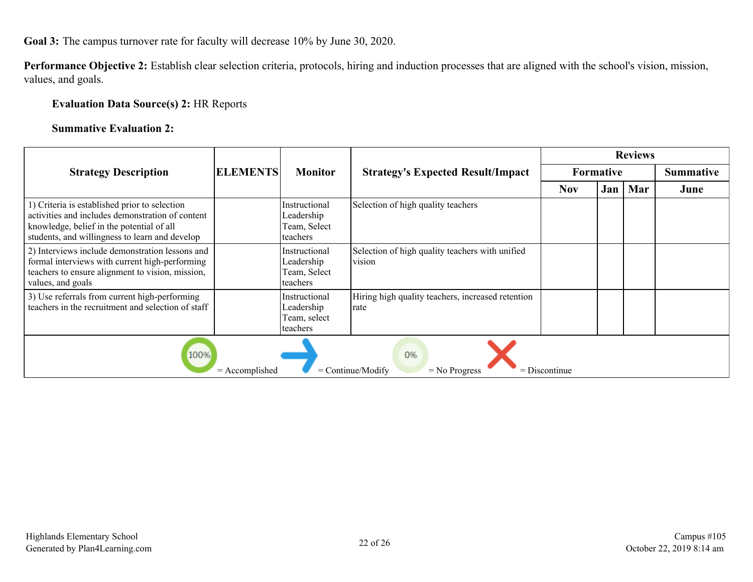**Goal 3:** The campus turnover rate for faculty will decrease 10% by June 30, 2020.

**Performance Objective 2:** Establish clear selection criteria, protocols, hiring and induction processes that are aligned with the school's vision, mission, values, and goals.

**Evaluation Data Source(s) 2:** HR Reports

**Summative Evaluation 2:**

| Strategy Description | ELEMENTS | Monitor | Strategy's Expected Result/Impact | Reviews | | | |
|---|---|---|---|---|---|---|---|
| | | | | Formative | | | Summative |
| | | | | Nov | Jan | Mar | June |
| 1) Criteria is established prior to selection activities and includes demonstration of content knowledge, belief in the potential of all students, and willingness to learn and develop | | Instructional Leadership Team, Select teachers | Selection of high quality teachers | | | | |
| 2) Interviews include demonstration lessons and formal interviews with current high-performing teachers to ensure alignment to vision, mission, values, and goals | | Instructional Leadership Team, Select teachers | Selection of high quality teachers with unified vision | | | | |
| 3) Use referrals from current high-performing teachers in the recruitment and selection of staff | | Instructional Leadership Team, select teachers | Hiring high quality teachers, increased retention rate | | | | |

100% = Accomplished &nbsp;&nbsp; = Continue/Modify &nbsp;&nbsp; 0% = No Progress &nbsp;&nbsp; = Discontinue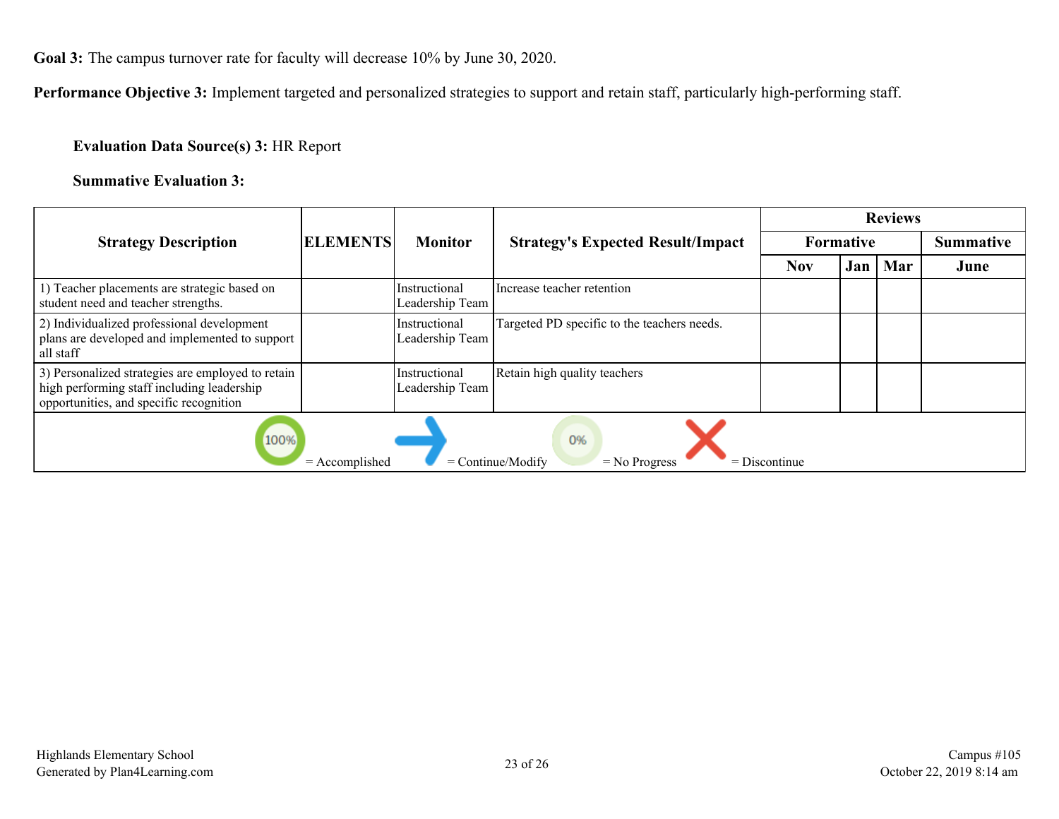**Goal 3:** The campus turnover rate for faculty will decrease 10% by June 30, 2020.

**Performance Objective 3:** Implement targeted and personalized strategies to support and retain staff, particularly high-performing staff.

**Evaluation Data Source(s) 3:** HR Report

**Summative Evaluation 3:**

| Strategy Description | ELEMENTS | Monitor | Strategy's Expected Result/Impact | Reviews | | | |
|---|---|---|---|---|---|---|---|
| | | | | Formative | | | Summative |
| | | | | Nov | Jan | Mar | June |
| 1) Teacher placements are strategic based on student need and teacher strengths. | | Instructional Leadership Team | Increase teacher retention | | | | |
| 2) Individualized professional development plans are developed and implemented to support all staff | | Instructional Leadership Team | Targeted PD specific to the teachers needs. | | | | |
| 3) Personalized strategies are employed to retain high performing staff including leadership opportunities, and specific recognition | | Instructional Leadership Team | Retain high quality teachers | | | | |

100% = Accomplished    = Continue/Modify    0% = No Progress    = Discontinue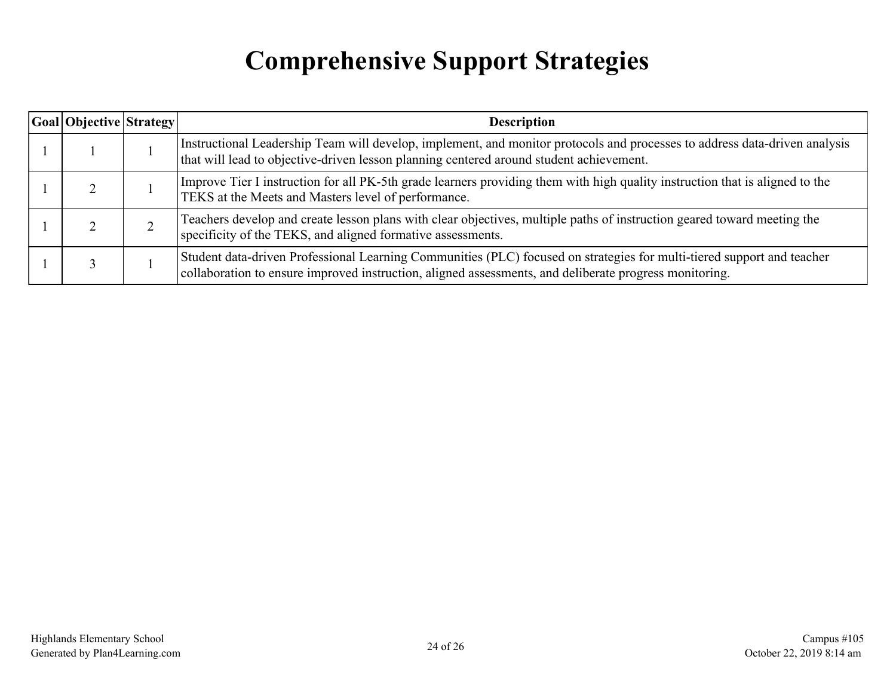# Comprehensive Support Strategies

| Goal | Objective | Strategy | Description |
|---|---|---|---|
| 1 | 1 | 1 | Instructional Leadership Team will develop, implement, and monitor protocols and processes to address data-driven analysis that will lead to objective-driven lesson planning centered around student achievement. |
| 1 | 2 | 1 | Improve Tier I instruction for all PK-5th grade learners providing them with high quality instruction that is aligned to the TEKS at the Meets and Masters level of performance. |
| 1 | 2 | 2 | Teachers develop and create lesson plans with clear objectives, multiple paths of instruction geared toward meeting the specificity of the TEKS, and aligned formative assessments. |
| 1 | 3 | 1 | Student data-driven Professional Learning Communities (PLC) focused on strategies for multi-tiered support and teacher collaboration to ensure improved instruction, aligned assessments, and deliberate progress monitoring. |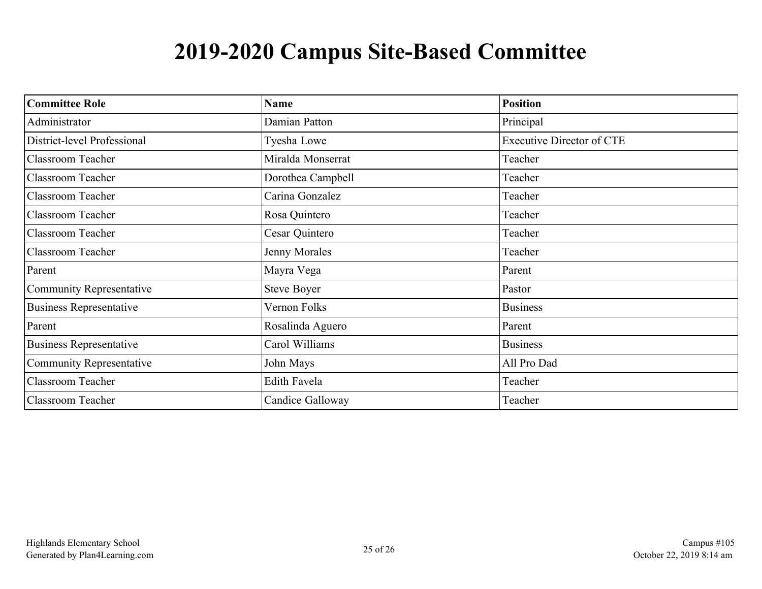# 2019-2020 Campus Site-Based Committee

| Committee Role | Name | Position |
|---|---|---|
| Administrator | Damian Patton | Principal |
| District-level Professional | Tyesha Lowe | Executive Director of CTE |
| Classroom Teacher | Miralda Monserrat | Teacher |
| Classroom Teacher | Dorothea Campbell | Teacher |
| Classroom Teacher | Carina Gonzalez | Teacher |
| Classroom Teacher | Rosa Quintero | Teacher |
| Classroom Teacher | Cesar Quintero | Teacher |
| Classroom Teacher | Jenny Morales | Teacher |
| Parent | Mayra Vega | Parent |
| Community Representative | Steve Boyer | Pastor |
| Business Representative | Vernon Folks | Business |
| Parent | Rosalinda Aguero | Parent |
| Business Representative | Carol Williams | Business |
| Community Representative | John Mays | All Pro Dad |
| Classroom Teacher | Edith Favela | Teacher |
| Classroom Teacher | Candice Galloway | Teacher |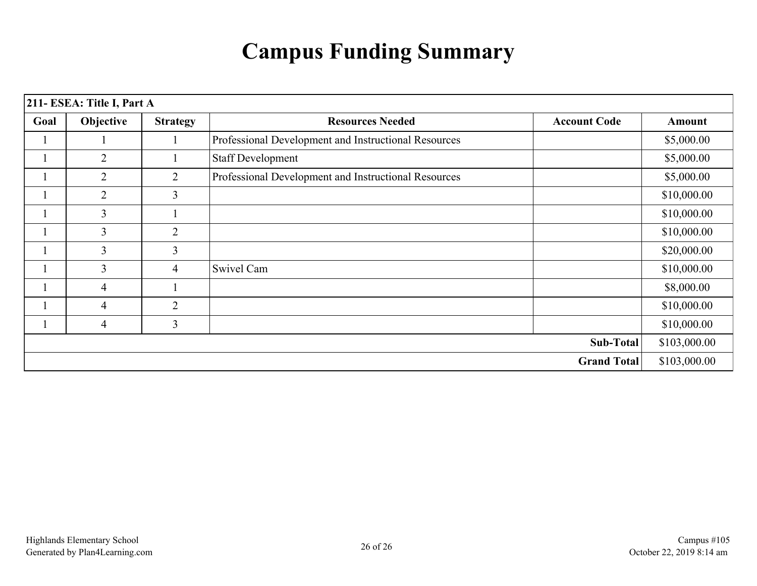# Campus Funding Summary

| 211- ESEA: Title I, Part A | | | | | |
|---|---|---|---|---|---|
| **Goal** | **Objective** | **Strategy** | **Resources Needed** | **Account Code** | **Amount** |
| 1 | 1 | 1 | Professional Development and Instructional Resources | | $5,000.00 |
| 1 | 2 | 1 | Staff Development | | $5,000.00 |
| 1 | 2 | 2 | Professional Development and Instructional Resources | | $5,000.00 |
| 1 | 2 | 3 | | | $10,000.00 |
| 1 | 3 | 1 | | | $10,000.00 |
| 1 | 3 | 2 | | | $10,000.00 |
| 1 | 3 | 3 | | | $20,000.00 |
| 1 | 3 | 4 | Swivel Cam | | $10,000.00 |
| 1 | 4 | 1 | | | $8,000.00 |
| 1 | 4 | 2 | | | $10,000.00 |
| 1 | 4 | 3 | | | $10,000.00 |
| | | | | **Sub-Total** | $103,000.00 |
| | | | | **Grand Total** | $103,000.00 |